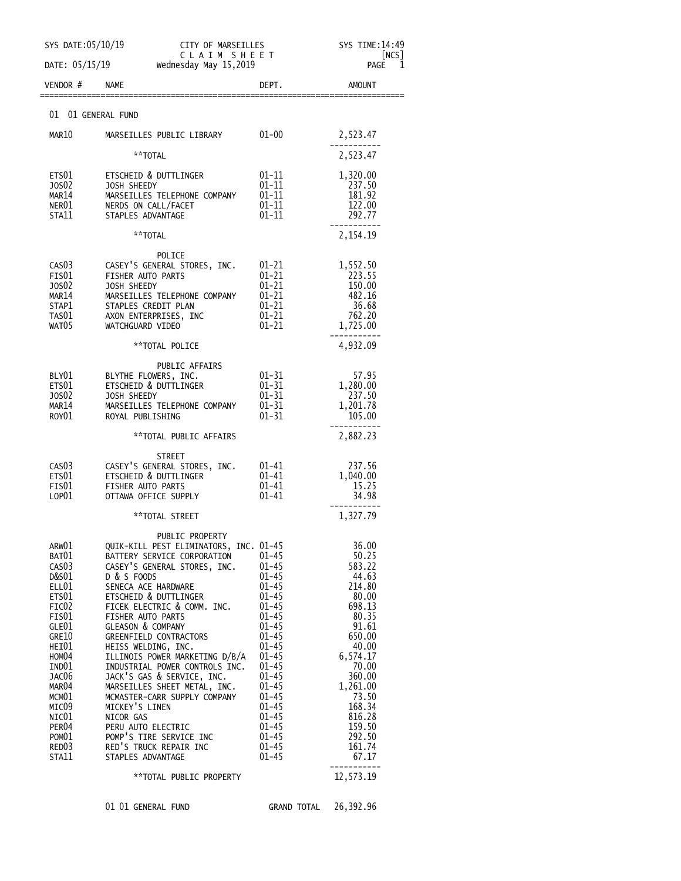SYS DATE:05/10/19 CITY OF MARSEILLES SYS TIME:14:49

C L A I M S H E E T [NCS]

DATE: 05/15/19 Wednesday May 15,2019

| VENDOR # | NAME | DEPT. | AMOUNT |
|---|---|---|---|
| | **01 01 GENERAL FUND** | | |
| MAR10 | MARSEILLES PUBLIC LIBRARY | 01-00 | 2,523.47 |
| | **TOTAL | | 2,523.47 |
| ETS01 | ETSCHEID & DUTTLINGER | 01-11 | 1,320.00 |
| JOS02 | JOSH SHEEDY | 01-11 | 237.50 |
| MAR14 | MARSEILLES TELEPHONE COMPANY | 01-11 | 181.92 |
| NER01 | NERDS ON CALL/FACET | 01-11 | 122.00 |
| STA11 | STAPLES ADVANTAGE | 01-11 | 292.77 |
| | **TOTAL | | 2,154.19 |
| | POLICE | | |
| CAS03 | CASEY'S GENERAL STORES, INC. | 01-21 | 1,552.50 |
| FIS01 | FISHER AUTO PARTS | 01-21 | 223.55 |
| JOS02 | JOSH SHEEDY | 01-21 | 150.00 |
| MAR14 | MARSEILLES TELEPHONE COMPANY | 01-21 | 482.16 |
| STAP1 | STAPLES CREDIT PLAN | 01-21 | 36.68 |
| TAS01 | AXON ENTERPRISES, INC | 01-21 | 762.20 |
| WAT05 | WATCHGUARD VIDEO | 01-21 | 1,725.00 |
| | **TOTAL POLICE | | 4,932.09 |
| | PUBLIC AFFAIRS | | |
| BLY01 | BLYTHE FLOWERS, INC. | 01-31 | 57.95 |
| ETS01 | ETSCHEID & DUTTLINGER | 01-31 | 1,280.00 |
| JOS02 | JOSH SHEEDY | 01-31 | 237.50 |
| MAR14 | MARSEILLES TELEPHONE COMPANY | 01-31 | 1,201.78 |
| ROY01 | ROYAL PUBLISHING | 01-31 | 105.00 |
| | **TOTAL PUBLIC AFFAIRS | | 2,882.23 |
| | STREET | | |
| CAS03 | CASEY'S GENERAL STORES, INC. | 01-41 | 237.56 |
| ETS01 | ETSCHEID & DUTTLINGER | 01-41 | 1,040.00 |
| FIS01 | FISHER AUTO PARTS | 01-41 | 15.25 |
| LOP01 | OTTAWA OFFICE SUPPLY | 01-41 | 34.98 |
| | **TOTAL STREET | | 1,327.79 |
| | PUBLIC PROPERTY | | |
| ARW01 | QUIK-KILL PEST ELIMINATORS, INC. | 01-45 | 36.00 |
| BAT01 | BATTERY SERVICE CORPORATION | 01-45 | 50.25 |
| CAS03 | CASEY'S GENERAL STORES, INC. | 01-45 | 583.22 |
| D&S01 | D & S FOODS | 01-45 | 44.63 |
| ELL01 | SENECA ACE HARDWARE | 01-45 | 214.80 |
| ETS01 | ETSCHEID & DUTTLINGER | 01-45 | 80.00 |
| FIC02 | FICEK ELECTRIC & COMM. INC. | 01-45 | 698.13 |
| FIS01 | FISHER AUTO PARTS | 01-45 | 80.35 |
| GLE01 | GLEASON & COMPANY | 01-45 | 91.61 |
| GRE10 | GREENFIELD CONTRACTORS | 01-45 | 650.00 |
| HEI01 | HEISS WELDING, INC. | 01-45 | 40.00 |
| HOM04 | ILLINOIS POWER MARKETING D/B/A | 01-45 | 6,574.17 |
| IND01 | INDUSTRIAL POWER CONTROLS INC. | 01-45 | 70.00 |
| JAC06 | JACK'S GAS & SERVICE, INC. | 01-45 | 360.00 |
| MAR04 | MARSEILLES SHEET METAL, INC. | 01-45 | 1,261.00 |
| MCM01 | MCMASTER-CARR SUPPLY COMPANY | 01-45 | 73.50 |
| MIC09 | MICKEY'S LINEN | 01-45 | 168.34 |
| NIC01 | NICOR GAS | 01-45 | 816.28 |
| PER04 | PERU AUTO ELECTRIC | 01-45 | 159.50 |
| POM01 | POMP'S TIRE SERVICE INC | 01-45 | 292.50 |
| RED03 | RED'S TRUCK REPAIR INC | 01-45 | 161.74 |
| STA11 | STAPLES ADVANTAGE | 01-45 | 67.17 |
| | **TOTAL PUBLIC PROPERTY | | 12,573.19 |
| | 01 01 GENERAL FUND | GRAND TOTAL | 26,392.96 |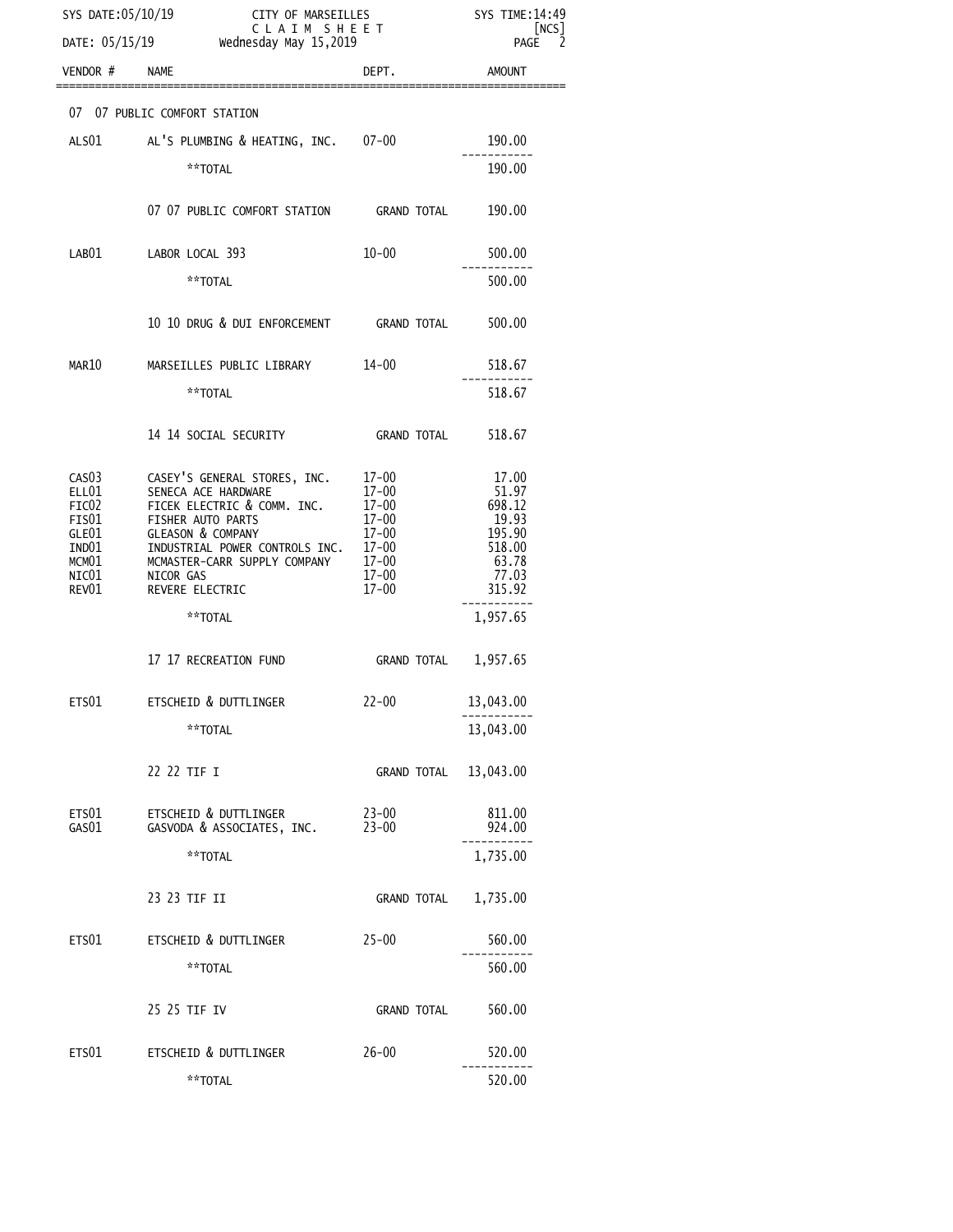SYS DATE:05/10/19 CITY OF MARSEILLES SYS TIME:14:49

CLAIM SHEET [NCS]

DATE: 05/15/19 Wednesday May 15,2019

| VENDOR # | NAME | DEPT. | AMOUNT |
|---|---|---|---|
| 07 | 07 PUBLIC COMFORT STATION | | |
| ALS01 | AL'S PLUMBING & HEATING, INC. | 07-00 | 190.00 |
| | **TOTAL | | 190.00 |
| | 07 07 PUBLIC COMFORT STATION | GRAND TOTAL | 190.00 |
| LAB01 | LABOR LOCAL 393 | 10-00 | 500.00 |
| | **TOTAL | | 500.00 |
| | 10 10 DRUG & DUI ENFORCEMENT | GRAND TOTAL | 500.00 |
| MAR10 | MARSEILLES PUBLIC LIBRARY | 14-00 | 518.67 |
| | **TOTAL | | 518.67 |
| | 14 14 SOCIAL SECURITY | GRAND TOTAL | 518.67 |
| CAS03 | CASEY'S GENERAL STORES, INC. | 17-00 | 17.00 |
| ELL01 | SENECA ACE HARDWARE | 17-00 | 51.97 |
| FIC02 | FICEK ELECTRIC & COMM. INC. | 17-00 | 698.12 |
| FIS01 | FISHER AUTO PARTS | 17-00 | 19.93 |
| GLE01 | GLEASON & COMPANY | 17-00 | 195.90 |
| IND01 | INDUSTRIAL POWER CONTROLS INC. | 17-00 | 518.00 |
| MCM01 | MCMASTER-CARR SUPPLY COMPANY | 17-00 | 63.78 |
| NIC01 | NICOR GAS | 17-00 | 77.03 |
| REV01 | REVERE ELECTRIC | 17-00 | 315.92 |
| | **TOTAL | | 1,957.65 |
| | 17 17 RECREATION FUND | GRAND TOTAL | 1,957.65 |
| ETS01 | ETSCHEID & DUTTLINGER | 22-00 | 13,043.00 |
| | **TOTAL | | 13,043.00 |
| | 22 22 TIF I | GRAND TOTAL | 13,043.00 |
| ETS01 | ETSCHEID & DUTTLINGER | 23-00 | 811.00 |
| GAS01 | GASVODA & ASSOCIATES, INC. | 23-00 | 924.00 |
| | **TOTAL | | 1,735.00 |
| | 23 23 TIF II | GRAND TOTAL | 1,735.00 |
| ETS01 | ETSCHEID & DUTTLINGER | 25-00 | 560.00 |
| | **TOTAL | | 560.00 |
| | 25 25 TIF IV | GRAND TOTAL | 560.00 |
| ETS01 | ETSCHEID & DUTTLINGER | 26-00 | 520.00 |
| | **TOTAL | | 520.00 |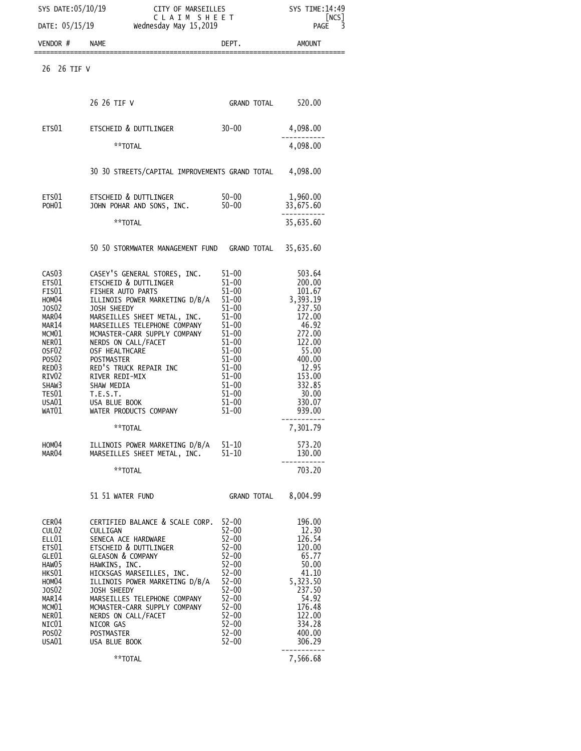CITY OF MARSEILLES
CLAIM SHEET
Wednesday May 15,2019

SYS DATE:05/10/19 | SYS TIME:14:49 | [NCS]
DATE: 05/15/19

| VENDOR # | NAME | DEPT. | AMOUNT |
|---|---|---|---|
| 26 26 TIF V | | | |
| | 26 26 TIF V | GRAND TOTAL | 520.00 |
| ETS01 | ETSCHEID & DUTTLINGER | 30-00 | 4,098.00 |
| | **TOTAL | | 4,098.00 |
| | 30 30 STREETS/CAPITAL IMPROVEMENTS GRAND TOTAL | | 4,098.00 |
| ETS01 | ETSCHEID & DUTTLINGER | 50-00 | 1,960.00 |
| POH01 | JOHN POHAR AND SONS, INC. | 50-00 | 33,675.60 |
| | **TOTAL | | 35,635.60 |
| | 50 50 STORMWATER MANAGEMENT FUND | GRAND TOTAL | 35,635.60 |
| CAS03 | CASEY'S GENERAL STORES, INC. | 51-00 | 503.64 |
| ETS01 | ETSCHEID & DUTTLINGER | 51-00 | 200.00 |
| FIS01 | FISHER AUTO PARTS | 51-00 | 101.67 |
| HOM04 | ILLINOIS POWER MARKETING D/B/A | 51-00 | 3,393.19 |
| JOS02 | JOSH SHEEDY | 51-00 | 237.50 |
| MAR04 | MARSEILLES SHEET METAL, INC. | 51-00 | 172.00 |
| MAR14 | MARSEILLES TELEPHONE COMPANY | 51-00 | 46.92 |
| MCM01 | MCMASTER-CARR SUPPLY COMPANY | 51-00 | 272.00 |
| NER01 | NERDS ON CALL/FACET | 51-00 | 122.00 |
| OSF02 | OSF HEALTHCARE | 51-00 | 55.00 |
| POS02 | POSTMASTER | 51-00 | 400.00 |
| RED03 | RED'S TRUCK REPAIR INC | 51-00 | 12.95 |
| RIV02 | RIVER REDI-MIX | 51-00 | 153.00 |
| SHAW3 | SHAW MEDIA | 51-00 | 332.85 |
| TES01 | T.E.S.T. | 51-00 | 30.00 |
| USA01 | USA BLUE BOOK | 51-00 | 330.07 |
| WAT01 | WATER PRODUCTS COMPANY | 51-00 | 939.00 |
| | **TOTAL | | 7,301.79 |
| HOM04 | ILLINOIS POWER MARKETING D/B/A | 51-10 | 573.20 |
| MAR04 | MARSEILLES SHEET METAL, INC. | 51-10 | 130.00 |
| | **TOTAL | | 703.20 |
| | 51 51 WATER FUND | GRAND TOTAL | 8,004.99 |
| CER04 | CERTIFIED BALANCE & SCALE CORP. | 52-00 | 196.00 |
| CUL02 | CULLIGAN | 52-00 | 12.30 |
| ELL01 | SENECA ACE HARDWARE | 52-00 | 126.54 |
| ETS01 | ETSCHEID & DUTTLINGER | 52-00 | 120.00 |
| GLE01 | GLEASON & COMPANY | 52-00 | 65.77 |
| HAW05 | HAWKINS, INC. | 52-00 | 50.00 |
| HKS01 | HICKSGAS MARSEILLES, INC. | 52-00 | 41.10 |
| HOM04 | ILLINOIS POWER MARKETING D/B/A | 52-00 | 5,323.50 |
| JOS02 | JOSH SHEEDY | 52-00 | 237.50 |
| MAR14 | MARSEILLES TELEPHONE COMPANY | 52-00 | 54.92 |
| MCM01 | MCMASTER-CARR SUPPLY COMPANY | 52-00 | 176.48 |
| NER01 | NERDS ON CALL/FACET | 52-00 | 122.00 |
| NIC01 | NICOR GAS | 52-00 | 334.28 |
| POS02 | POSTMASTER | 52-00 | 400.00 |
| USA01 | USA BLUE BOOK | 52-00 | 306.29 |
| | **TOTAL | | 7,566.68 |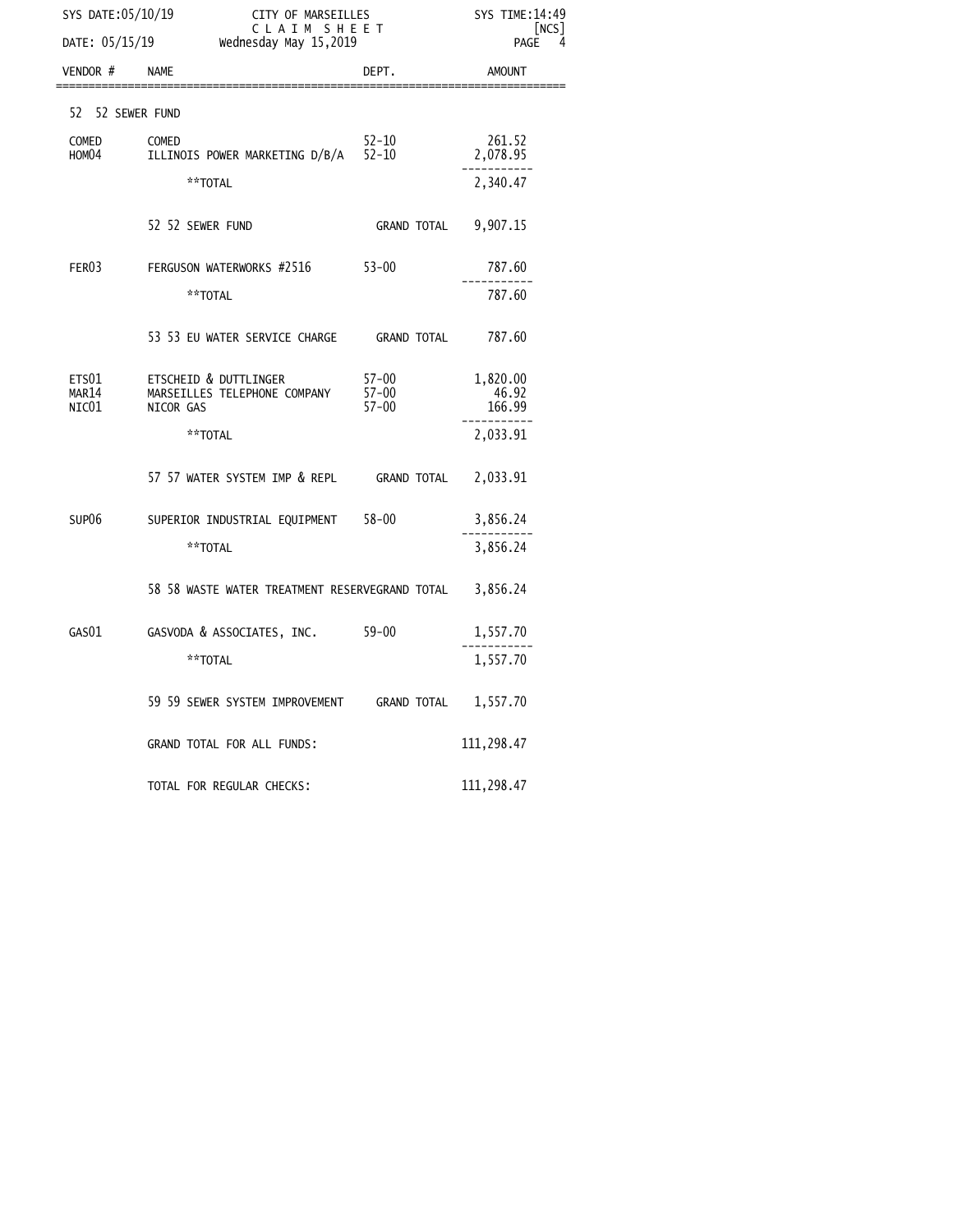| VENDOR # | NAME | DEPT. | AMOUNT |
|---|---|---|---|
| 52 52 SEWER FUND | | | |
| COMED | COMED | 52-10 | 261.52 |
| HOM04 | ILLINOIS POWER MARKETING D/B/A | 52-10 | 2,078.95 |
| | **TOTAL | | 2,340.47 |
| | 52 52 SEWER FUND | GRAND TOTAL | 9,907.15 |
| FER03 | FERGUSON WATERWORKS #2516 | 53-00 | 787.60 |
| | **TOTAL | | 787.60 |
| | 53 53 EU WATER SERVICE CHARGE | GRAND TOTAL | 787.60 |
| ETS01 | ETSCHEID & DUTTLINGER | 57-00 | 1,820.00 |
| MAR14 | MARSEILLES TELEPHONE COMPANY | 57-00 | 46.92 |
| NIC01 | NICOR GAS | 57-00 | 166.99 |
| | **TOTAL | | 2,033.91 |
| | 57 57 WATER SYSTEM IMP & REPL | GRAND TOTAL | 2,033.91 |
| SUP06 | SUPERIOR INDUSTRIAL EQUIPMENT | 58-00 | 3,856.24 |
| | **TOTAL | | 3,856.24 |
| | 58 58 WASTE WATER TREATMENT RESERVE | GRAND TOTAL | 3,856.24 |
| GAS01 | GASVODA & ASSOCIATES, INC. | 59-00 | 1,557.70 |
| | **TOTAL | | 1,557.70 |
| | 59 59 SEWER SYSTEM IMPROVEMENT | GRAND TOTAL | 1,557.70 |
| | GRAND TOTAL FOR ALL FUNDS: | | 111,298.47 |
| | TOTAL FOR REGULAR CHECKS: | | 111,298.47 |